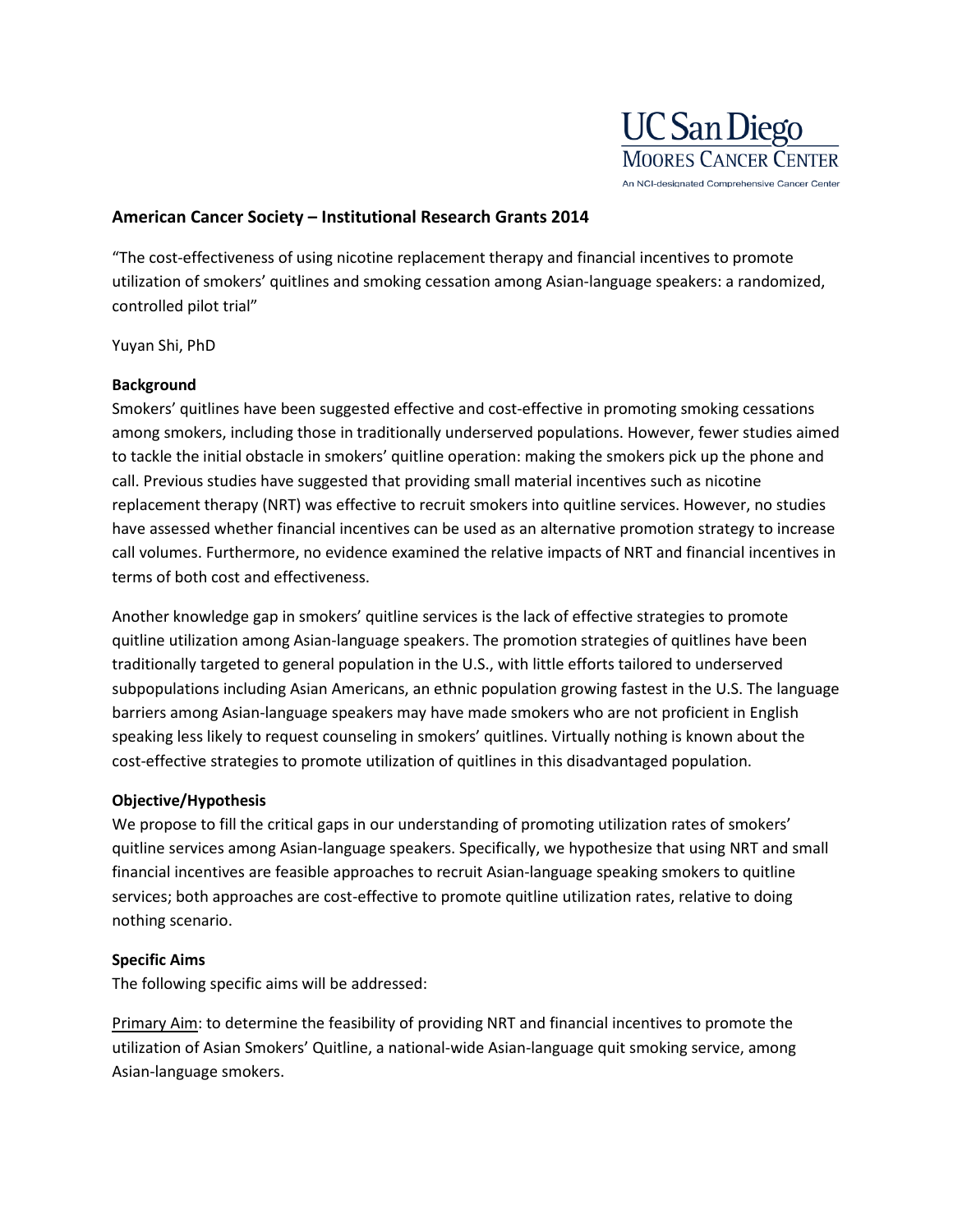**American Cancer Society – Institutional Research Grants 2014**

"The cost-effectiveness of using nicotine replacement therapy and financial incentives to promote utilization of smokers' quitlines and smoking cessation among Asian-language speakers: a randomized, controlled pilot trial"

Yuyan Shi, PhD

**Background**

Smokers' quitlines have been suggested effective and cost-effective in promoting smoking cessations among smokers, including those in traditionally underserved populations. However, fewer studies aimed to tackle the initial obstacle in smokers' quitline operation: making the smokers pick up the phone and call. Previous studies have suggested that providing small material incentives such as nicotine replacement therapy (NRT) was effective to recruit smokers into quitline services. However, no studies have assessed whether financial incentives can be used as an alternative promotion strategy to increase call volumes. Furthermore, no evidence examined the relative impacts of NRT and financial incentives in terms of both cost and effectiveness.

Another knowledge gap in smokers' quitline services is the lack of effective strategies to promote quitline utilization among Asian-language speakers. The promotion strategies of quitlines have been traditionally targeted to general population in the U.S., with little efforts tailored to underserved subpopulations including Asian Americans, an ethnic population growing fastest in the U.S. The language barriers among Asian-language speakers may have made smokers who are not proficient in English speaking less likely to request counseling in smokers' quitlines. Virtually nothing is known about the cost-effective strategies to promote utilization of quitlines in this disadvantaged population.

**Objective/Hypothesis**

We propose to fill the critical gaps in our understanding of promoting utilization rates of smokers' quitline services among Asian-language speakers. Specifically, we hypothesize that using NRT and small financial incentives are feasible approaches to recruit Asian-language speaking smokers to quitline services; both approaches are cost-effective to promote quitline utilization rates, relative to doing nothing scenario.

**Specific Aims**

The following specific aims will be addressed:

Primary Aim: to determine the feasibility of providing NRT and financial incentives to promote the utilization of Asian Smokers' Quitline, a national-wide Asian-language quit smoking service, among Asian-language smokers.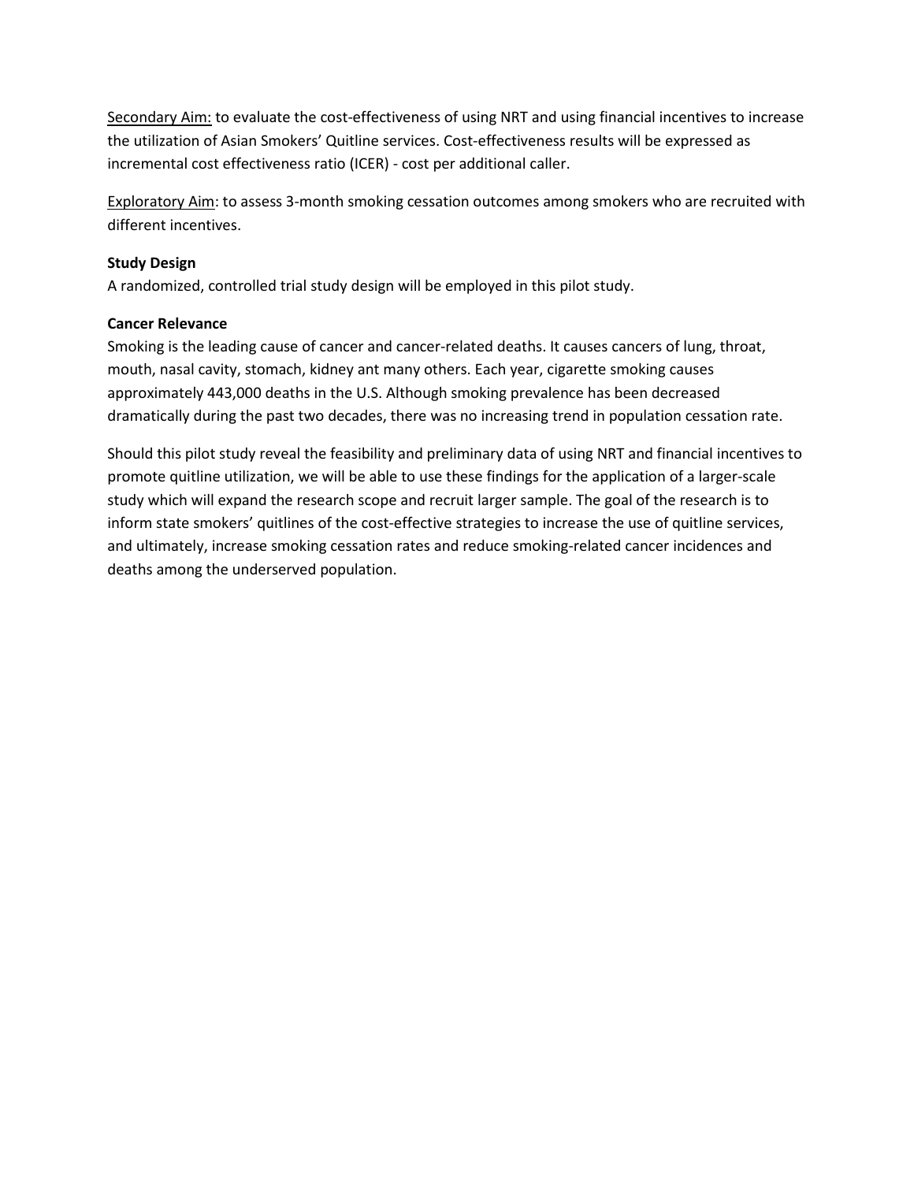<u>Secondary Aim:</u> to evaluate the cost-effectiveness of using NRT and using financial incentives to increase the utilization of Asian Smokers' Quitline services. Cost-effectiveness results will be expressed as incremental cost effectiveness ratio (ICER) - cost per additional caller.

<u>Exploratory Aim</u>: to assess 3-month smoking cessation outcomes among smokers who are recruited with different incentives.

**Study Design**

A randomized, controlled trial study design will be employed in this pilot study.

**Cancer Relevance**

Smoking is the leading cause of cancer and cancer-related deaths. It causes cancers of lung, throat, mouth, nasal cavity, stomach, kidney ant many others. Each year, cigarette smoking causes approximately 443,000 deaths in the U.S. Although smoking prevalence has been decreased dramatically during the past two decades, there was no increasing trend in population cessation rate.

Should this pilot study reveal the feasibility and preliminary data of using NRT and financial incentives to promote quitline utilization, we will be able to use these findings for the application of a larger-scale study which will expand the research scope and recruit larger sample. The goal of the research is to inform state smokers' quitlines of the cost-effective strategies to increase the use of quitline services, and ultimately, increase smoking cessation rates and reduce smoking-related cancer incidences and deaths among the underserved population.